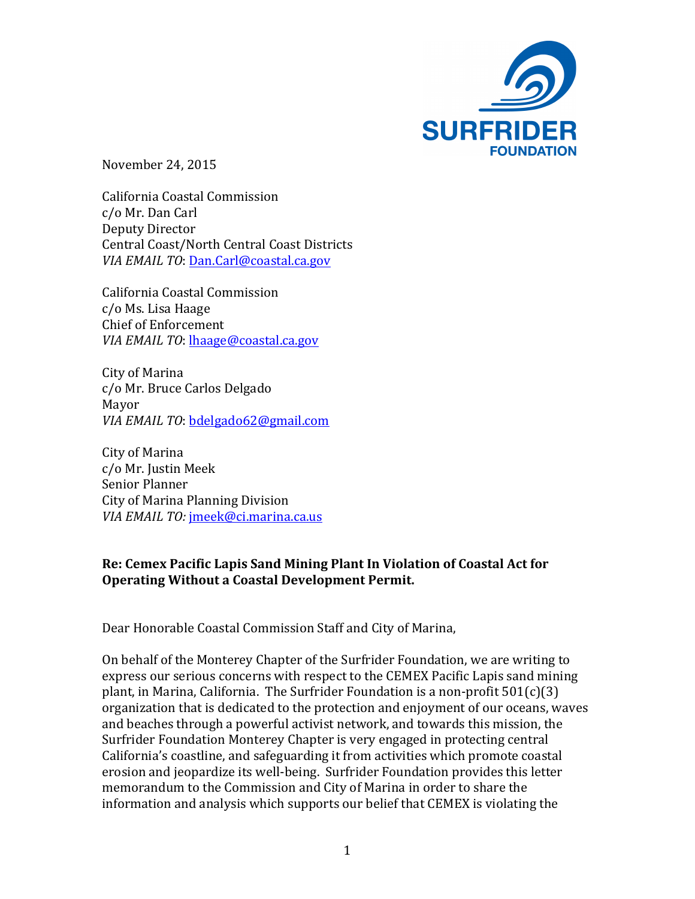November 24, 2015

California Coastal Commission
c/o Mr. Dan Carl
Deputy Director
Central Coast/North Central Coast Districts
*VIA EMAIL TO*: Dan.Carl@coastal.ca.gov

California Coastal Commission
c/o Ms. Lisa Haage
Chief of Enforcement
*VIA EMAIL TO*: lhaage@coastal.ca.gov

City of Marina
c/o Mr. Bruce Carlos Delgado
Mayor
*VIA EMAIL TO*: bdelgado62@gmail.com

City of Marina
c/o Mr. Justin Meek
Senior Planner
City of Marina Planning Division
*VIA EMAIL TO:* jmeek@ci.marina.ca.us

**Re: Cemex Pacific Lapis Sand Mining Plant In Violation of Coastal Act for Operating Without a Coastal Development Permit.**

Dear Honorable Coastal Commission Staff and City of Marina,

On behalf of the Monterey Chapter of the Surfrider Foundation, we are writing to express our serious concerns with respect to the CEMEX Pacific Lapis sand mining plant, in Marina, California. The Surfrider Foundation is a non-profit 501(c)(3) organization that is dedicated to the protection and enjoyment of our oceans, waves and beaches through a powerful activist network, and towards this mission, the Surfrider Foundation Monterey Chapter is very engaged in protecting central California's coastline, and safeguarding it from activities which promote coastal erosion and jeopardize its well-being. Surfrider Foundation provides this letter memorandum to the Commission and City of Marina in order to share the information and analysis which supports our belief that CEMEX is violating the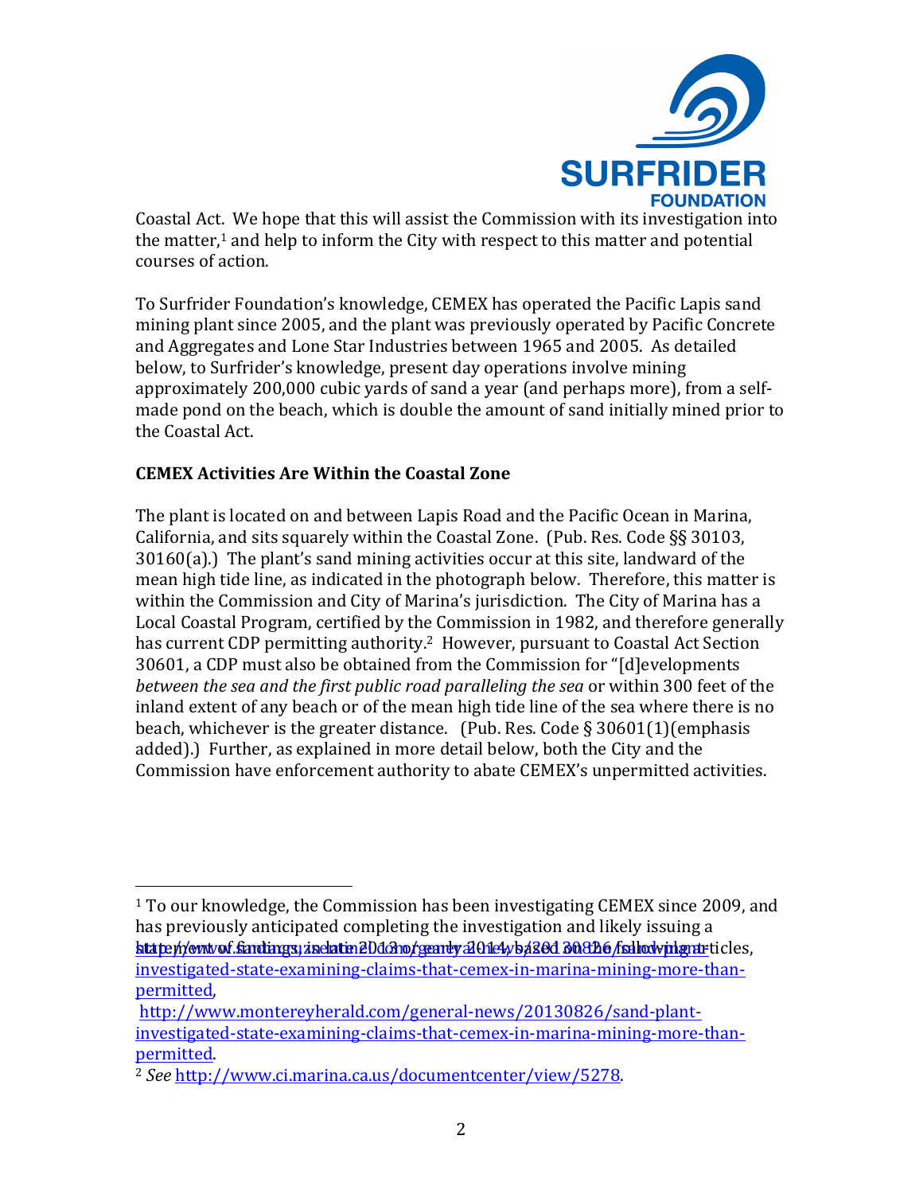Coastal Act. We hope that this will assist the Commission with its investigation into the matter,[1] and help to inform the City with respect to this matter and potential courses of action.

To Surfrider Foundation's knowledge, CEMEX has operated the Pacific Lapis sand mining plant since 2005, and the plant was previously operated by Pacific Concrete and Aggregates and Lone Star Industries between 1965 and 2005. As detailed below, to Surfrider's knowledge, present day operations involve mining approximately 200,000 cubic yards of sand a year (and perhaps more), from a self-made pond on the beach, which is double the amount of sand initially mined prior to the Coastal Act.

**CEMEX Activities Are Within the Coastal Zone**

The plant is located on and between Lapis Road and the Pacific Ocean in Marina, California, and sits squarely within the Coastal Zone. (Pub. Res. Code §§ 30103, 30160(a).) The plant's sand mining activities occur at this site, landward of the mean high tide line, as indicated in the photograph below. Therefore, this matter is within the Commission and City of Marina's jurisdiction. The City of Marina has a Local Coastal Program, certified by the Commission in 1982, and therefore generally has current CDP permitting authority.[2] However, pursuant to Coastal Act Section 30601, a CDP must also be obtained from the Commission for "[d]evelopments *between the sea and the first public road paralleling the sea* or within 300 feet of the inland extent of any beach or of the mean high tide line of the sea where there is no beach, whichever is the greater distance. (Pub. Res. Code § 30601(1)(emphasis added).) Further, as explained in more detail below, both the City and the Commission have enforcement authority to abate CEMEX's unpermitted activities.

---

[1] To our knowledge, the Commission has been investigating CEMEX since 2009, and has previously anticipated completing the investigation and likely issuing a statement of findings, in late 2013 or early 2014, based on the following articles, http://www.santacruzsentinel.com/general-news/20130826/sand-plant-investigated-state-examining-claims-that-cemex-in-marina-mining-more-than-permitted,
http://www.montereyherald.com/general-news/20130826/sand-plant-investigated-state-examining-claims-that-cemex-in-marina-mining-more-than-permitted.

[2] *See* http://www.ci.marina.ca.us/documentcenter/view/5278.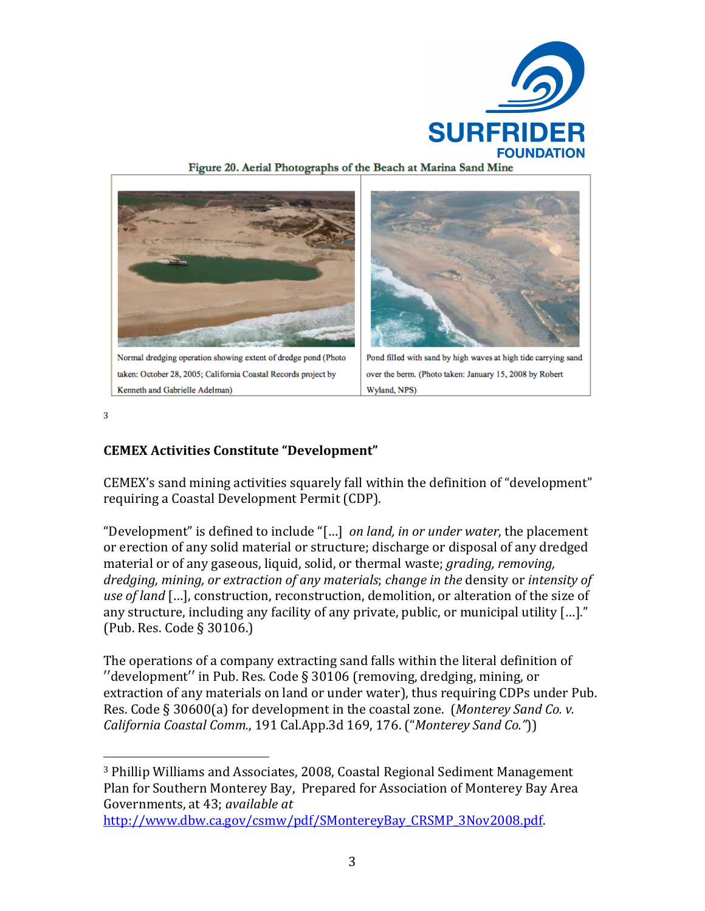Figure 20. Aerial Photographs of the Beach at Marina Sand Mine

| Normal dredging operation showing extent of dredge pond (Photo taken: October 28, 2005; California Coastal Records project by Kenneth and Gabrielle Adelman) | Pond filled with sand by high waves at high tide carrying sand over the berm. (Photo taken: January 15, 2008 by Robert Wyland, NPS) |
| --- | --- |

[3]

### CEMEX Activities Constitute "Development"

CEMEX's sand mining activities squarely fall within the definition of "development" requiring a Coastal Development Permit (CDP).

"Development" is defined to include "[…] *on land, in or under water*, the placement or erection of any solid material or structure; discharge or disposal of any dredged material or of any gaseous, liquid, solid, or thermal waste; *grading, removing, dredging, mining, or extraction of any materials*; *change in the* density or *intensity of use of land* […], construction, reconstruction, demolition, or alteration of the size of any structure, including any facility of any private, public, or municipal utility […]." (Pub. Res. Code § 30106.)

The operations of a company extracting sand falls within the literal definition of ''development'' in Pub. Res. Code § 30106 (removing, dredging, mining, or extraction of any materials on land or under water), thus requiring CDPs under Pub. Res. Code § 30600(a) for development in the coastal zone. (*Monterey Sand Co. v. California Coastal Comm.*, 191 Cal.App.3d 169, 176. ("*Monterey Sand Co."*))

---

[3] Phillip Williams and Associates, 2008, Coastal Regional Sediment Management Plan for Southern Monterey Bay, Prepared for Association of Monterey Bay Area Governments, at 43; *available at* http://www.dbw.ca.gov/csmw/pdf/SMontereyBay_CRSMP_3Nov2008.pdf.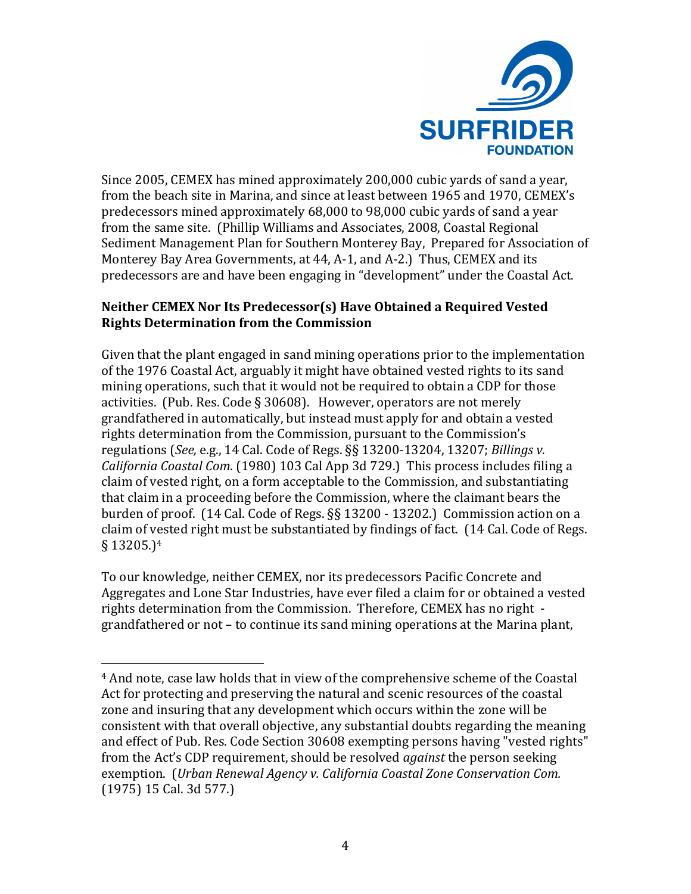Since 2005, CEMEX has mined approximately 200,000 cubic yards of sand a year, from the beach site in Marina, and since at least between 1965 and 1970, CEMEX's predecessors mined approximately 68,000 to 98,000 cubic yards of sand a year from the same site. (Phillip Williams and Associates, 2008, Coastal Regional Sediment Management Plan for Southern Monterey Bay, Prepared for Association of Monterey Bay Area Governments, at 44, A-1, and A-2.) Thus, CEMEX and its predecessors are and have been engaging in "development" under the Coastal Act.

**Neither CEMEX Nor Its Predecessor(s) Have Obtained a Required Vested Rights Determination from the Commission**

Given that the plant engaged in sand mining operations prior to the implementation of the 1976 Coastal Act, arguably it might have obtained vested rights to its sand mining operations, such that it would not be required to obtain a CDP for those activities. (Pub. Res. Code § 30608). However, operators are not merely grandfathered in automatically, but instead must apply for and obtain a vested rights determination from the Commission, pursuant to the Commission's regulations (*See,* e.g., 14 Cal. Code of Regs. §§ 13200-13204, 13207; *Billings v. California Coastal Com.* (1980) 103 Cal App 3d 729.) This process includes filing a claim of vested right, on a form acceptable to the Commission, and substantiating that claim in a proceeding before the Commission, where the claimant bears the burden of proof. (14 Cal. Code of Regs. §§ 13200 - 13202.) Commission action on a claim of vested right must be substantiated by findings of fact. (14 Cal. Code of Regs. § 13205.)[4]

To our knowledge, neither CEMEX, nor its predecessors Pacific Concrete and Aggregates and Lone Star Industries, have ever filed a claim for or obtained a vested rights determination from the Commission. Therefore, CEMEX has no right - grandfathered or not – to continue its sand mining operations at the Marina plant,

[4] And note, case law holds that in view of the comprehensive scheme of the Coastal Act for protecting and preserving the natural and scenic resources of the coastal zone and insuring that any development which occurs within the zone will be consistent with that overall objective, any substantial doubts regarding the meaning and effect of Pub. Res. Code Section 30608 exempting persons having "vested rights" from the Act's CDP requirement, should be resolved *against* the person seeking exemption. (*Urban Renewal Agency v. California Coastal Zone Conservation Com.* (1975) 15 Cal. 3d 577.)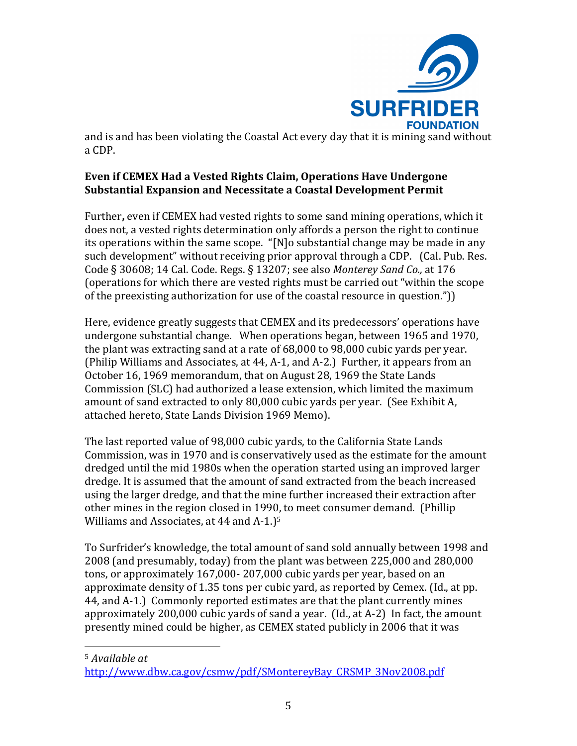and is and has been violating the Coastal Act every day that it is mining sand without a CDP.

**Even if CEMEX Had a Vested Rights Claim, Operations Have Undergone Substantial Expansion and Necessitate a Coastal Development Permit**

Further**,** even if CEMEX had vested rights to some sand mining operations, which it does not, a vested rights determination only affords a person the right to continue its operations within the same scope. "[N]o substantial change may be made in any such development" without receiving prior approval through a CDP. (Cal. Pub. Res. Code § 30608; 14 Cal. Code. Regs. § 13207; see also *Monterey Sand Co.,* at 176 (operations for which there are vested rights must be carried out "within the scope of the preexisting authorization for use of the coastal resource in question."))

Here, evidence greatly suggests that CEMEX and its predecessors' operations have undergone substantial change. When operations began, between 1965 and 1970, the plant was extracting sand at a rate of 68,000 to 98,000 cubic yards per year. (Philip Williams and Associates, at 44, A-1, and A-2.) Further, it appears from an October 16, 1969 memorandum, that on August 28, 1969 the State Lands Commission (SLC) had authorized a lease extension, which limited the maximum amount of sand extracted to only 80,000 cubic yards per year. (See Exhibit A, attached hereto, State Lands Division 1969 Memo).

The last reported value of 98,000 cubic yards, to the California State Lands Commission, was in 1970 and is conservatively used as the estimate for the amount dredged until the mid 1980s when the operation started using an improved larger dredge. It is assumed that the amount of sand extracted from the beach increased using the larger dredge, and that the mine further increased their extraction after other mines in the region closed in 1990, to meet consumer demand. (Phillip Williams and Associates, at 44 and A-1.)[5]

To Surfrider's knowledge, the total amount of sand sold annually between 1998 and 2008 (and presumably, today) from the plant was between 225,000 and 280,000 tons, or approximately 167,000- 207,000 cubic yards per year, based on an approximate density of 1.35 tons per cubic yard, as reported by Cemex. (Id., at pp. 44, and A-1.) Commonly reported estimates are that the plant currently mines approximately 200,000 cubic yards of sand a year. (Id., at A-2) In fact, the amount presently mined could be higher, as CEMEX stated publicly in 2006 that it was

---

[5] *Available at* http://www.dbw.ca.gov/csmw/pdf/SMontereyBay_CRSMP_3Nov2008.pdf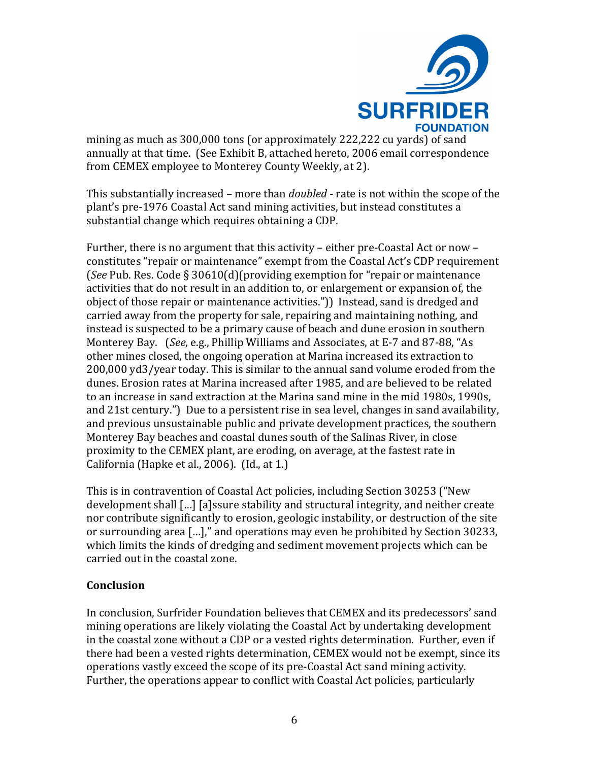mining as much as 300,000 tons (or approximately 222,222 cu yards) of sand annually at that time. (See Exhibit B, attached hereto, 2006 email correspondence from CEMEX employee to Monterey County Weekly, at 2).

This substantially increased – more than *doubled* - rate is not within the scope of the plant's pre-1976 Coastal Act sand mining activities, but instead constitutes a substantial change which requires obtaining a CDP.

Further, there is no argument that this activity – either pre-Coastal Act or now – constitutes "repair or maintenance" exempt from the Coastal Act's CDP requirement (*See* Pub. Res. Code § 30610(d)(providing exemption for "repair or maintenance activities that do not result in an addition to, or enlargement or expansion of, the object of those repair or maintenance activities.")) Instead, sand is dredged and carried away from the property for sale, repairing and maintaining nothing, and instead is suspected to be a primary cause of beach and dune erosion in southern Monterey Bay. (*See*, e.g., Phillip Williams and Associates, at E-7 and 87-88, "As other mines closed, the ongoing operation at Marina increased its extraction to 200,000 yd3/year today. This is similar to the annual sand volume eroded from the dunes. Erosion rates at Marina increased after 1985, and are believed to be related to an increase in sand extraction at the Marina sand mine in the mid 1980s, 1990s, and 21st century.") Due to a persistent rise in sea level, changes in sand availability, and previous unsustainable public and private development practices, the southern Monterey Bay beaches and coastal dunes south of the Salinas River, in close proximity to the CEMEX plant, are eroding, on average, at the fastest rate in California (Hapke et al., 2006). (Id., at 1.)

This is in contravention of Coastal Act policies, including Section 30253 ("New development shall […] [a]ssure stability and structural integrity, and neither create nor contribute significantly to erosion, geologic instability, or destruction of the site or surrounding area […]," and operations may even be prohibited by Section 30233, which limits the kinds of dredging and sediment movement projects which can be carried out in the coastal zone.

**Conclusion**

In conclusion, Surfrider Foundation believes that CEMEX and its predecessors' sand mining operations are likely violating the Coastal Act by undertaking development in the coastal zone without a CDP or a vested rights determination. Further, even if there had been a vested rights determination, CEMEX would not be exempt, since its operations vastly exceed the scope of its pre-Coastal Act sand mining activity. Further, the operations appear to conflict with Coastal Act policies, particularly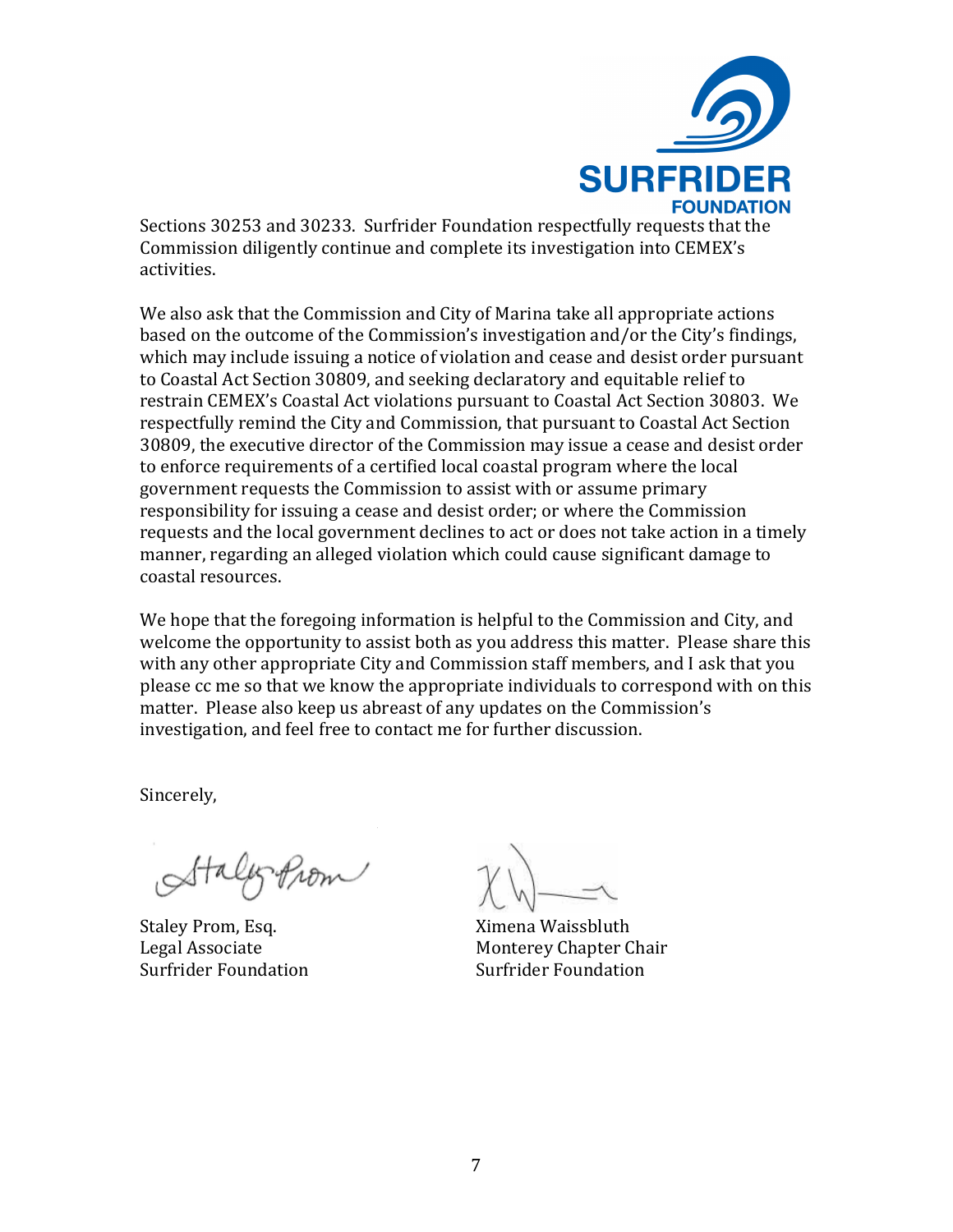Sections 30253 and 30233. Surfrider Foundation respectfully requests that the Commission diligently continue and complete its investigation into CEMEX's activities.

We also ask that the Commission and City of Marina take all appropriate actions based on the outcome of the Commission's investigation and/or the City's findings, which may include issuing a notice of violation and cease and desist order pursuant to Coastal Act Section 30809, and seeking declaratory and equitable relief to restrain CEMEX's Coastal Act violations pursuant to Coastal Act Section 30803. We respectfully remind the City and Commission, that pursuant to Coastal Act Section 30809, the executive director of the Commission may issue a cease and desist order to enforce requirements of a certified local coastal program where the local government requests the Commission to assist with or assume primary responsibility for issuing a cease and desist order; or where the Commission requests and the local government declines to act or does not take action in a timely manner, regarding an alleged violation which could cause significant damage to coastal resources.

We hope that the foregoing information is helpful to the Commission and City, and welcome the opportunity to assist both as you address this matter. Please share this with any other appropriate City and Commission staff members, and I ask that you please cc me so that we know the appropriate individuals to correspond with on this matter. Please also keep us abreast of any updates on the Commission's investigation, and feel free to contact me for further discussion.

Sincerely,

Staley Prom, Esq.
Legal Associate
Surfrider Foundation

Ximena Waissbluth
Monterey Chapter Chair
Surfrider Foundation